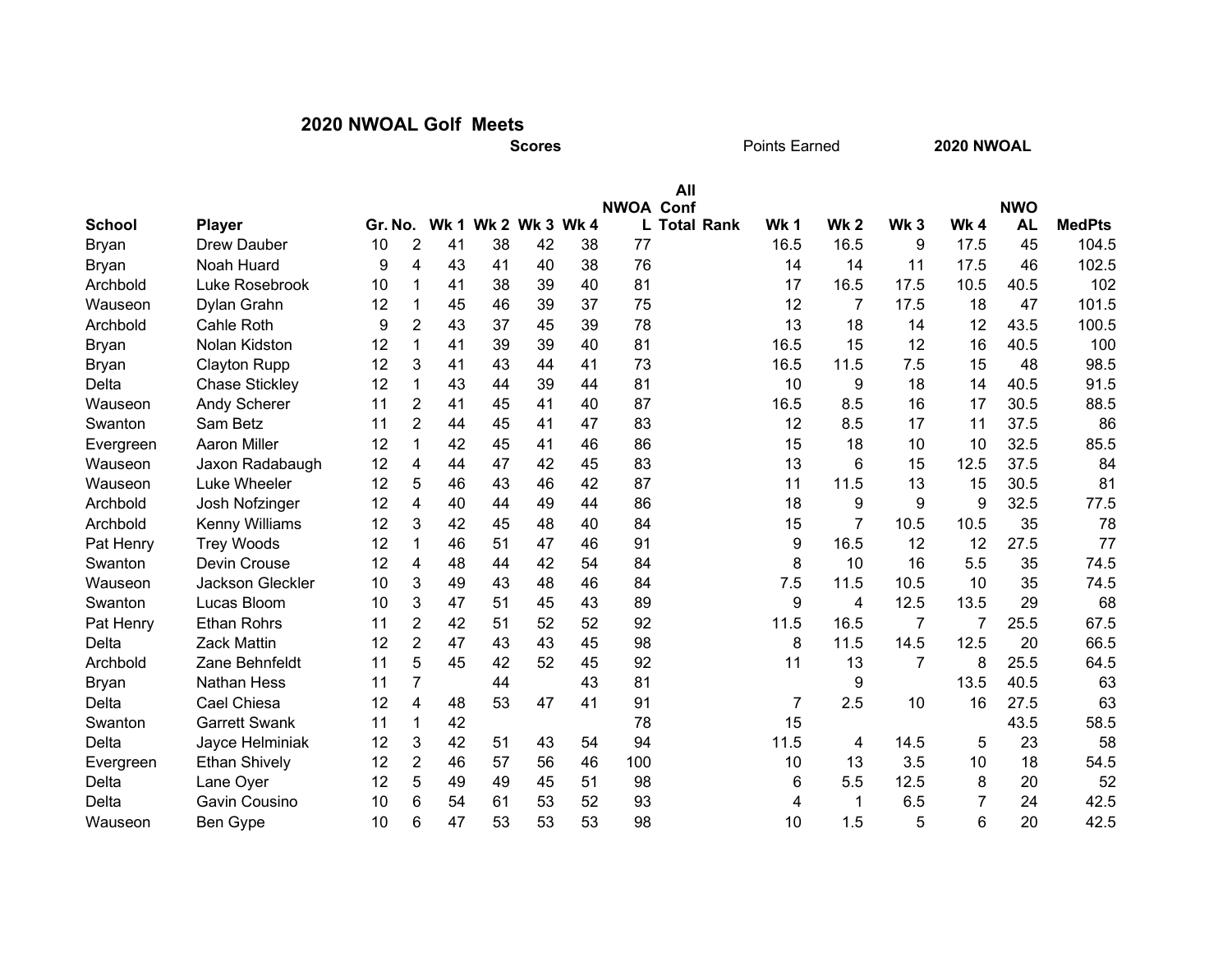# 2020 NWOAL Golf Meets

| School | Player | Gr. | No. | Wk 1 | Wk 2 | Wk 3 | Wk 4 | NWOAL | All Conf Total | Rank | Wk 1 | Wk 2 | Wk 3 | Wk 4 | NWOAL | MedPts |
|---|---|---|---|---|---|---|---|---|---|---|---|---|---|---|---|---|
| | | | | Scores | | | | | | | Points Earned | | | | 2020 NWOAL | |
| Bryan | Drew Dauber | 10 | 2 | 41 | 38 | 42 | 38 | 77 | | | 16.5 | 16.5 | 9 | 17.5 | 45 | 104.5 |
| Bryan | Noah Huard | 9 | 4 | 43 | 41 | 40 | 38 | 76 | | | 14 | 14 | 11 | 17.5 | 46 | 102.5 |
| Archbold | Luke Rosebrook | 10 | 1 | 41 | 38 | 39 | 40 | 81 | | | 17 | 16.5 | 17.5 | 10.5 | 40.5 | 102 |
| Wauseon | Dylan Grahn | 12 | 1 | 45 | 46 | 39 | 37 | 75 | | | 12 | 7 | 17.5 | 18 | 47 | 101.5 |
| Archbold | Cahle Roth | 9 | 2 | 43 | 37 | 45 | 39 | 78 | | | 13 | 18 | 14 | 12 | 43.5 | 100.5 |
| Bryan | Nolan Kidston | 12 | 1 | 41 | 39 | 39 | 40 | 81 | | | 16.5 | 15 | 12 | 16 | 40.5 | 100 |
| Bryan | Clayton Rupp | 12 | 3 | 41 | 43 | 44 | 41 | 73 | | | 16.5 | 11.5 | 7.5 | 15 | 48 | 98.5 |
| Delta | Chase Stickley | 12 | 1 | 43 | 44 | 39 | 44 | 81 | | | 10 | 9 | 18 | 14 | 40.5 | 91.5 |
| Wauseon | Andy Scherer | 11 | 2 | 41 | 45 | 41 | 40 | 87 | | | 16.5 | 8.5 | 16 | 17 | 30.5 | 88.5 |
| Swanton | Sam Betz | 11 | 2 | 44 | 45 | 41 | 47 | 83 | | | 12 | 8.5 | 17 | 11 | 37.5 | 86 |
| Evergreen | Aaron Miller | 12 | 1 | 42 | 45 | 41 | 46 | 86 | | | 15 | 18 | 10 | 10 | 32.5 | 85.5 |
| Wauseon | Jaxon Radabaugh | 12 | 4 | 44 | 47 | 42 | 45 | 83 | | | 13 | 6 | 15 | 12.5 | 37.5 | 84 |
| Wauseon | Luke Wheeler | 12 | 5 | 46 | 43 | 46 | 42 | 87 | | | 11 | 11.5 | 13 | 15 | 30.5 | 81 |
| Archbold | Josh Nofzinger | 12 | 4 | 40 | 44 | 49 | 44 | 86 | | | 18 | 9 | 9 | 9 | 32.5 | 77.5 |
| Archbold | Kenny Williams | 12 | 3 | 42 | 45 | 48 | 40 | 84 | | | 15 | 7 | 10.5 | 10.5 | 35 | 78 |
| Pat Henry | Trey Woods | 12 | 1 | 46 | 51 | 47 | 46 | 91 | | | 9 | 16.5 | 12 | 12 | 27.5 | 77 |
| Swanton | Devin Crouse | 12 | 4 | 48 | 44 | 42 | 54 | 84 | | | 8 | 10 | 16 | 5.5 | 35 | 74.5 |
| Wauseon | Jackson Gleckler | 10 | 3 | 49 | 43 | 48 | 46 | 84 | | | 7.5 | 11.5 | 10.5 | 10 | 35 | 74.5 |
| Swanton | Lucas Bloom | 10 | 3 | 47 | 51 | 45 | 43 | 89 | | | 9 | 4 | 12.5 | 13.5 | 29 | 68 |
| Pat Henry | Ethan Rohrs | 11 | 2 | 42 | 51 | 52 | 52 | 92 | | | 11.5 | 16.5 | 7 | 7 | 25.5 | 67.5 |
| Delta | Zack Mattin | 12 | 2 | 47 | 43 | 43 | 45 | 98 | | | 8 | 11.5 | 14.5 | 12.5 | 20 | 66.5 |
| Archbold | Zane Behnfeldt | 11 | 5 | 45 | 42 | 52 | 45 | 92 | | | 11 | 13 | 7 | 8 | 25.5 | 64.5 |
| Bryan | Nathan Hess | 11 | 7 | | 44 | | 43 | 81 | | | | 9 | | 13.5 | 40.5 | 63 |
| Delta | Cael Chiesa | 12 | 4 | 48 | 53 | 47 | 41 | 91 | | | 7 | 2.5 | 10 | 16 | 27.5 | 63 |
| Swanton | Garrett Swank | 11 | 1 | 42 | | | | 78 | | | 15 | | | | 43.5 | 58.5 |
| Delta | Jayce Helminiak | 12 | 3 | 42 | 51 | 43 | 54 | 94 | | | 11.5 | 4 | 14.5 | 5 | 23 | 58 |
| Evergreen | Ethan Shively | 12 | 2 | 46 | 57 | 56 | 46 | 100 | | | 10 | 13 | 3.5 | 10 | 18 | 54.5 |
| Delta | Lane Oyer | 12 | 5 | 49 | 49 | 45 | 51 | 98 | | | 6 | 5.5 | 12.5 | 8 | 20 | 52 |
| Delta | Gavin Cousino | 10 | 6 | 54 | 61 | 53 | 52 | 93 | | | 4 | 1 | 6.5 | 7 | 24 | 42.5 |
| Wauseon | Ben Gype | 10 | 6 | 47 | 53 | 53 | 53 | 98 | | | 10 | 1.5 | 5 | 6 | 20 | 42.5 |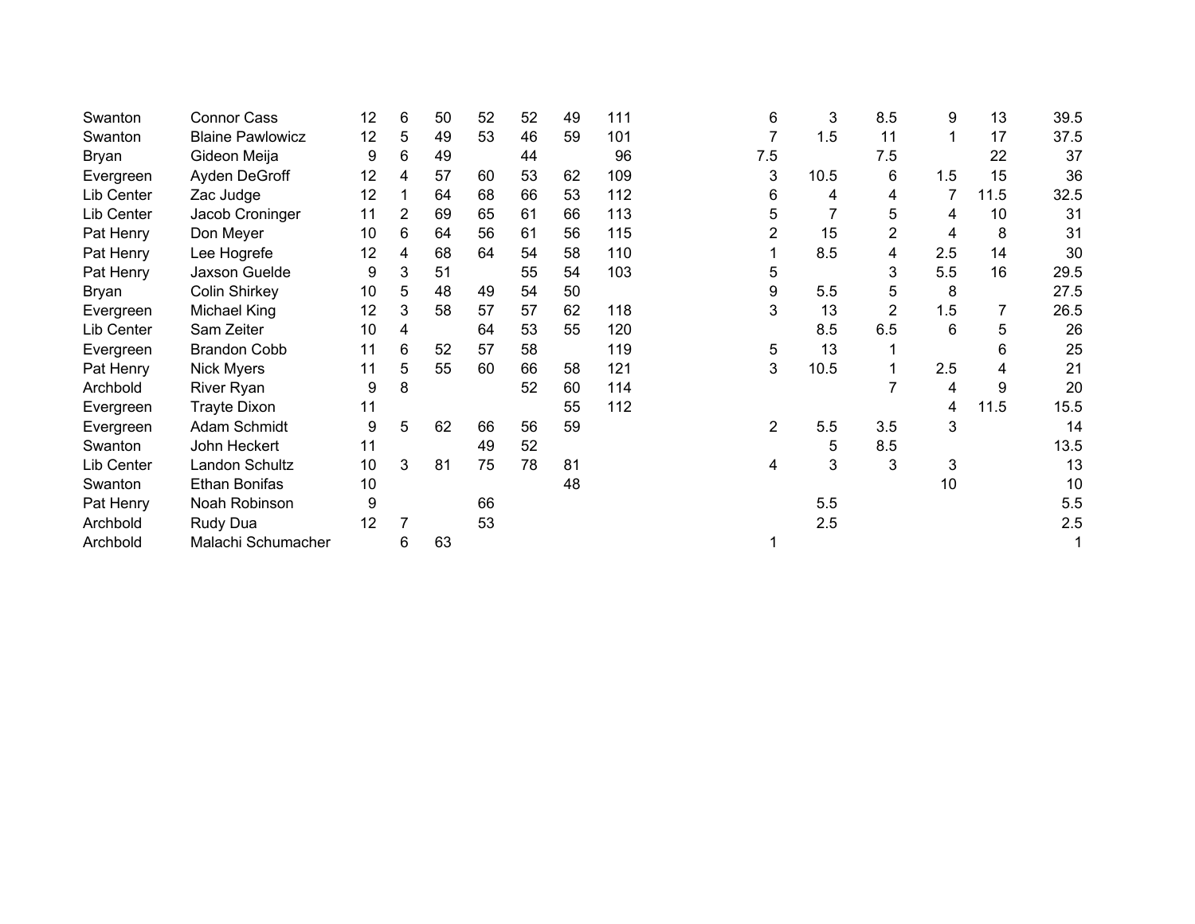| | | | | | | | | | | | | | | |
|---|---|---|---|---|---|---|---|---|---|---|---|---|---|---|
| Swanton | Connor Cass | 12 | 6 | 50 | 52 | 52 | 49 | 111 | 6 | 3 | 8.5 | 9 | 13 | 39.5 |
| Swanton | Blaine Pawlowicz | 12 | 5 | 49 | 53 | 46 | 59 | 101 | 7 | 1.5 | 11 | 1 | 17 | 37.5 |
| Bryan | Gideon Meija | 9 | 6 | 49 | | 44 | | 96 | 7.5 | | 7.5 | | 22 | 37 |
| Evergreen | Ayden DeGroff | 12 | 4 | 57 | 60 | 53 | 62 | 109 | 3 | 10.5 | 6 | 1.5 | 15 | 36 |
| Lib Center | Zac Judge | 12 | 1 | 64 | 68 | 66 | 53 | 112 | 6 | 4 | 4 | 7 | 11.5 | 32.5 |
| Lib Center | Jacob Croninger | 11 | 2 | 69 | 65 | 61 | 66 | 113 | 5 | 7 | 5 | 4 | 10 | 31 |
| Pat Henry | Don Meyer | 10 | 6 | 64 | 56 | 61 | 56 | 115 | 2 | 15 | 2 | 4 | 8 | 31 |
| Pat Henry | Lee Hogrefe | 12 | 4 | 68 | 64 | 54 | 58 | 110 | 1 | 8.5 | 4 | 2.5 | 14 | 30 |
| Pat Henry | Jaxson Guelde | 9 | 3 | 51 | | 55 | 54 | 103 | 5 | | 3 | 5.5 | 16 | 29.5 |
| Bryan | Colin Shirkey | 10 | 5 | 48 | 49 | 54 | 50 | | 9 | 5.5 | 5 | 8 | | 27.5 |
| Evergreen | Michael King | 12 | 3 | 58 | 57 | 57 | 62 | 118 | 3 | 13 | 2 | 1.5 | 7 | 26.5 |
| Lib Center | Sam Zeiter | 10 | 4 | | 64 | 53 | 55 | 120 | | 8.5 | 6.5 | 6 | 5 | 26 |
| Evergreen | Brandon Cobb | 11 | 6 | 52 | 57 | 58 | | 119 | 5 | 13 | 1 | | 6 | 25 |
| Pat Henry | Nick Myers | 11 | 5 | 55 | 60 | 66 | 58 | 121 | 3 | 10.5 | 1 | 2.5 | 4 | 21 |
| Archbold | River Ryan | 9 | 8 | | | 52 | 60 | 114 | | | 7 | 4 | 9 | 20 |
| Evergreen | Trayte Dixon | 11 | | | | | 55 | 112 | | | | 4 | 11.5 | 15.5 |
| Evergreen | Adam Schmidt | 9 | 5 | 62 | 66 | 56 | 59 | | 2 | 5.5 | 3.5 | 3 | | 14 |
| Swanton | John Heckert | 11 | | | 49 | 52 | | | | 5 | 8.5 | | | 13.5 |
| Lib Center | Landon Schultz | 10 | 3 | 81 | 75 | 78 | 81 | | 4 | 3 | 3 | 3 | | 13 |
| Swanton | Ethan Bonifas | 10 | | | | | 48 | | | | | 10 | | 10 |
| Pat Henry | Noah Robinson | 9 | | | 66 | | | | | 5.5 | | | | 5.5 |
| Archbold | Rudy Dua | 12 | 7 | | 53 | | | | | 2.5 | | | | 2.5 |
| Archbold | Malachi Schumacher | | 6 | 63 | | | | | 1 | | | | | 1 |